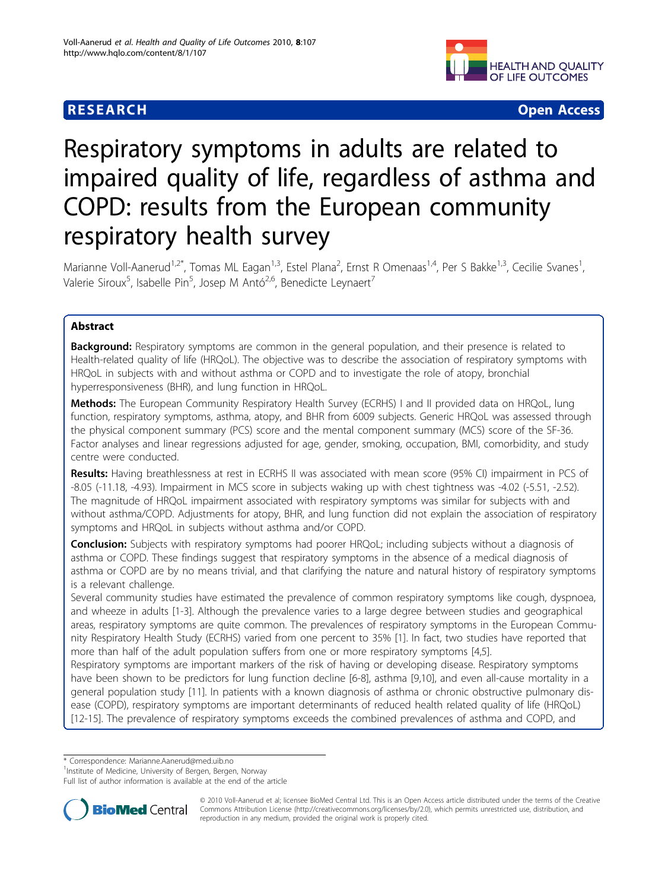**RESEARCH** **Open Access**

# Respiratory symptoms in adults are related to impaired quality of life, regardless of asthma and COPD: results from the European community respiratory health survey

Marianne Voll-Aanerud[1,2*], Tomas ML Eagan[1,3], Estel Plana[2], Ernst R Omenaas[1,4], Per S Bakke[1,3], Cecilie Svanes[1], Valerie Siroux[5], Isabelle Pin[5], Josep M Antó[2,6], Benedicte Leynaert[7]

## Abstract

**Background:** Respiratory symptoms are common in the general population, and their presence is related to Health-related quality of life (HRQoL). The objective was to describe the association of respiratory symptoms with HRQoL in subjects with and without asthma or COPD and to investigate the role of atopy, bronchial hyperresponsiveness (BHR), and lung function in HRQoL.

**Methods:** The European Community Respiratory Health Survey (ECRHS) I and II provided data on HRQoL, lung function, respiratory symptoms, asthma, atopy, and BHR from 6009 subjects. Generic HRQoL was assessed through the physical component summary (PCS) score and the mental component summary (MCS) score of the SF-36. Factor analyses and linear regressions adjusted for age, gender, smoking, occupation, BMI, comorbidity, and study centre were conducted.

**Results:** Having breathlessness at rest in ECRHS II was associated with mean score (95% CI) impairment in PCS of -8.05 (-11.18, -4.93). Impairment in MCS score in subjects waking up with chest tightness was -4.02 (-5.51, -2.52). The magnitude of HRQoL impairment associated with respiratory symptoms was similar for subjects with and without asthma/COPD. Adjustments for atopy, BHR, and lung function did not explain the association of respiratory symptoms and HRQoL in subjects without asthma and/or COPD.

**Conclusion:** Subjects with respiratory symptoms had poorer HRQoL; including subjects without a diagnosis of asthma or COPD. These findings suggest that respiratory symptoms in the absence of a medical diagnosis of asthma or COPD are by no means trivial, and that clarifying the nature and natural history of respiratory symptoms is a relevant challenge.

Several community studies have estimated the prevalence of common respiratory symptoms like cough, dyspnoea, and wheeze in adults [1-3]. Although the prevalence varies to a large degree between studies and geographical areas, respiratory symptoms are quite common. The prevalences of respiratory symptoms in the European Community Respiratory Health Study (ECRHS) varied from one percent to 35% [1]. In fact, two studies have reported that more than half of the adult population suffers from one or more respiratory symptoms [4,5].

Respiratory symptoms are important markers of the risk of having or developing disease. Respiratory symptoms have been shown to be predictors for lung function decline [6-8], asthma [9,10], and even all-cause mortality in a general population study [11]. In patients with a known diagnosis of asthma or chronic obstructive pulmonary disease (COPD), respiratory symptoms are important determinants of reduced health related quality of life (HRQoL) [12-15]. The prevalence of respiratory symptoms exceeds the combined prevalences of asthma and COPD, and

\* Correspondence: Marianne.Aanerud@med.uib.no
[1]Institute of Medicine, University of Bergen, Bergen, Norway
Full list of author information is available at the end of the article

© 2010 Voll-Aanerud et al; licensee BioMed Central Ltd. This is an Open Access article distributed under the terms of the Creative Commons Attribution License (http://creativecommons.org/licenses/by/2.0), which permits unrestricted use, distribution, and reproduction in any medium, provided the original work is properly cited.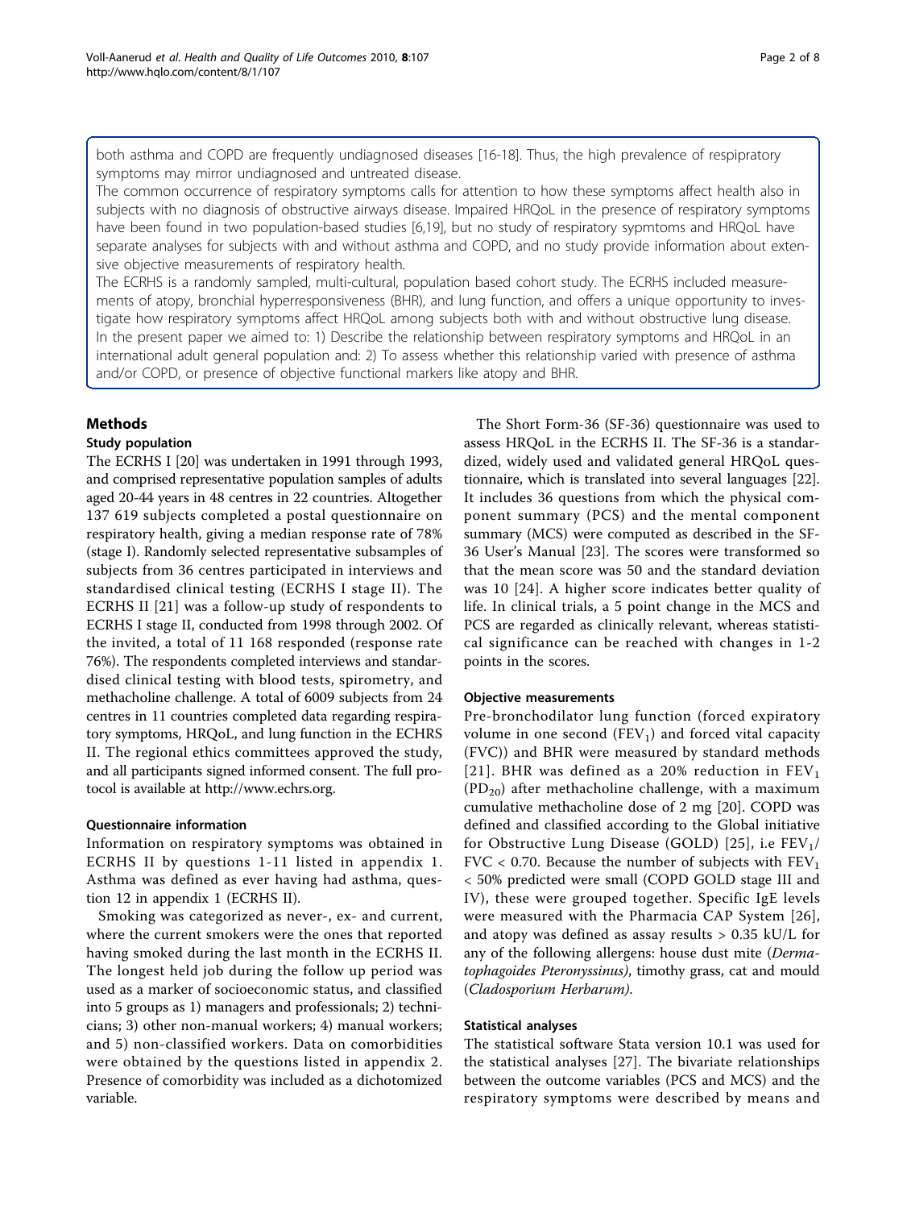both asthma and COPD are frequently undiagnosed diseases [16-18]. Thus, the high prevalence of respiratory symptoms may mirror undiagnosed and untreated disease.

The common occurrence of respiratory symptoms calls for attention to how these symptoms affect health also in subjects with no diagnosis of obstructive airways disease. Impaired HRQoL in the presence of respiratory symptoms have been found in two population-based studies [6,19], but no study of respiratory sypmtoms and HRQoL have separate analyses for subjects with and without asthma and COPD, and no study provide information about extensive objective measurements of respiratory health.

The ECRHS is a randomly sampled, multi-cultural, population based cohort study. The ECRHS included measurements of atopy, bronchial hyperresponsiveness (BHR), and lung function, and offers a unique opportunity to investigate how respiratory symptoms affect HRQoL among subjects both with and without obstructive lung disease. In the present paper we aimed to: 1) Describe the relationship between respiratory symptoms and HRQoL in an international adult general population and: 2) To assess whether this relationship varied with presence of asthma and/or COPD, or presence of objective functional markers like atopy and BHR.

## Methods

### Study population

The ECRHS I [20] was undertaken in 1991 through 1993, and comprised representative population samples of adults aged 20-44 years in 48 centres in 22 countries. Altogether 137 619 subjects completed a postal questionnaire on respiratory health, giving a median response rate of 78% (stage I). Randomly selected representative subsamples of subjects from 36 centres participated in interviews and standardised clinical testing (ECRHS I stage II). The ECRHS II [21] was a follow-up study of respondents to ECRHS I stage II, conducted from 1998 through 2002. Of the invited, a total of 11 168 responded (response rate 76%). The respondents completed interviews and standardised clinical testing with blood tests, spirometry, and methacholine challenge. A total of 6009 subjects from 24 centres in 11 countries completed data regarding respiratory symptoms, HRQoL, and lung function in the ECHRS II. The regional ethics committees approved the study, and all participants signed informed consent. The full protocol is available at http://www.echrs.org.

### Questionnaire information

Information on respiratory symptoms was obtained in ECRHS II by questions 1-11 listed in appendix 1. Asthma was defined as ever having had asthma, question 12 in appendix 1 (ECRHS II).

Smoking was categorized as never-, ex- and current, where the current smokers were the ones that reported having smoked during the last month in the ECRHS II. The longest held job during the follow up period was used as a marker of socioeconomic status, and classified into 5 groups as 1) managers and professionals; 2) technicians; 3) other non-manual workers; 4) manual workers; and 5) non-classified workers. Data on comorbidities were obtained by the questions listed in appendix 2. Presence of comorbidity was included as a dichotomized variable.

The Short Form-36 (SF-36) questionnaire was used to assess HRQoL in the ECRHS II. The SF-36 is a standardized, widely used and validated general HRQoL questionnaire, which is translated into several languages [22]. It includes 36 questions from which the physical component summary (PCS) and the mental component summary (MCS) were computed as described in the SF-36 User's Manual [23]. The scores were transformed so that the mean score was 50 and the standard deviation was 10 [24]. A higher score indicates better quality of life. In clinical trials, a 5 point change in the MCS and PCS are regarded as clinically relevant, whereas statistical significance can be reached with changes in 1-2 points in the scores.

### Objective measurements

Pre-bronchodilator lung function (forced expiratory volume in one second ($FEV_1$) and forced vital capacity (FVC)) and BHR were measured by standard methods [21]. BHR was defined as a 20% reduction in $FEV_1$ ($PD_{20}$) after methacholine challenge, with a maximum cumulative methacholine dose of 2 mg [20]. COPD was defined and classified according to the Global initiative for Obstructive Lung Disease (GOLD) [25], i.e $FEV_1$/FVC < 0.70. Because the number of subjects with $FEV_1$ < 50% predicted were small (COPD GOLD stage III and IV), these were grouped together. Specific IgE levels were measured with the Pharmacia CAP System [26], and atopy was defined as assay results > 0.35 kU/L for any of the following allergens: house dust mite (*Dermatophagoides Pteronyssinus)*, timothy grass, cat and mould (*Cladosporium Herbarum)*.

### Statistical analyses

The statistical software Stata version 10.1 was used for the statistical analyses [27]. The bivariate relationships between the outcome variables (PCS and MCS) and the respiratory symptoms were described by means and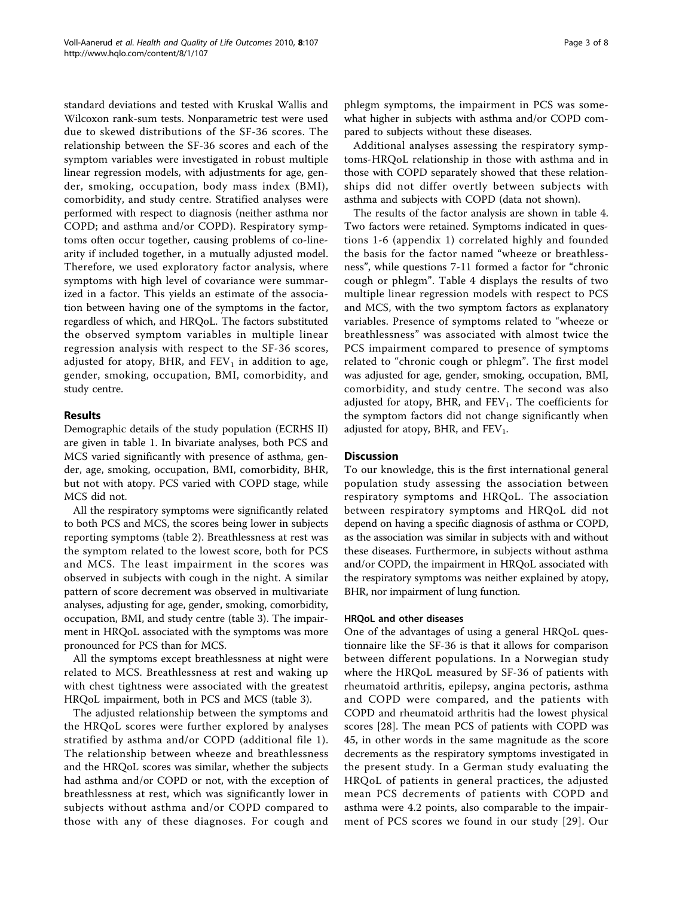standard deviations and tested with Kruskal Wallis and Wilcoxon rank-sum tests. Nonparametric test were used due to skewed distributions of the SF-36 scores. The relationship between the SF-36 scores and each of the symptom variables were investigated in robust multiple linear regression models, with adjustments for age, gender, smoking, occupation, body mass index (BMI), comorbidity, and study centre. Stratified analyses were performed with respect to diagnosis (neither asthma nor COPD; and asthma and/or COPD). Respiratory symptoms often occur together, causing problems of co-linearity if included together, in a mutually adjusted model. Therefore, we used exploratory factor analysis, where symptoms with high level of covariance were summarized in a factor. This yields an estimate of the association between having one of the symptoms in the factor, regardless of which, and HRQoL. The factors substituted the observed symptom variables in multiple linear regression analysis with respect to the SF-36 scores, adjusted for atopy, BHR, and $FEV_1$ in addition to age, gender, smoking, occupation, BMI, comorbidity, and study centre.

## Results

Demographic details of the study population (ECRHS II) are given in table 1. In bivariate analyses, both PCS and MCS varied significantly with presence of asthma, gender, age, smoking, occupation, BMI, comorbidity, BHR, but not with atopy. PCS varied with COPD stage, while MCS did not.

All the respiratory symptoms were significantly related to both PCS and MCS, the scores being lower in subjects reporting symptoms (table 2). Breathlessness at rest was the symptom related to the lowest score, both for PCS and MCS. The least impairment in the scores was observed in subjects with cough in the night. A similar pattern of score decrement was observed in multivariate analyses, adjusting for age, gender, smoking, comorbidity, occupation, BMI, and study centre (table 3). The impairment in HRQoL associated with the symptoms was more pronounced for PCS than for MCS.

All the symptoms except breathlessness at night were related to MCS. Breathlessness at rest and waking up with chest tightness were associated with the greatest HRQoL impairment, both in PCS and MCS (table 3).

The adjusted relationship between the symptoms and the HRQoL scores were further explored by analyses stratified by asthma and/or COPD (additional file 1). The relationship between wheeze and breathlessness and the HRQoL scores was similar, whether the subjects had asthma and/or COPD or not, with the exception of breathlessness at rest, which was significantly lower in subjects without asthma and/or COPD compared to those with any of these diagnoses. For cough and phlegm symptoms, the impairment in PCS was somewhat higher in subjects with asthma and/or COPD compared to subjects without these diseases.

Additional analyses assessing the respiratory symptoms-HRQoL relationship in those with asthma and in those with COPD separately showed that these relationships did not differ overtly between subjects with asthma and subjects with COPD (data not shown).

The results of the factor analysis are shown in table 4. Two factors were retained. Symptoms indicated in questions 1-6 (appendix 1) correlated highly and founded the basis for the factor named "wheeze or breathlessness", while questions 7-11 formed a factor for "chronic cough or phlegm". Table 4 displays the results of two multiple linear regression models with respect to PCS and MCS, with the two symptom factors as explanatory variables. Presence of symptoms related to "wheeze or breathlessness" was associated with almost twice the PCS impairment compared to presence of symptoms related to "chronic cough or phlegm". The first model was adjusted for age, gender, smoking, occupation, BMI, comorbidity, and study centre. The second was also adjusted for atopy, BHR, and $FEV_1$. The coefficients for the symptom factors did not change significantly when adjusted for atopy, BHR, and $FEV_1$.

## Discussion

To our knowledge, this is the first international general population study assessing the association between respiratory symptoms and HRQoL. The association between respiratory symptoms and HRQoL did not depend on having a specific diagnosis of asthma or COPD, as the association was similar in subjects with and without these diseases. Furthermore, in subjects without asthma and/or COPD, the impairment in HRQoL associated with the respiratory symptoms was neither explained by atopy, BHR, nor impairment of lung function.

### HRQoL and other diseases

One of the advantages of using a general HRQoL questionnaire like the SF-36 is that it allows for comparison between different populations. In a Norwegian study where the HRQoL measured by SF-36 of patients with rheumatoid arthritis, epilepsy, angina pectoris, asthma and COPD were compared, and the patients with COPD and rheumatoid arthritis had the lowest physical scores [28]. The mean PCS of patients with COPD was 45, in other words in the same magnitude as the score decrements as the respiratory symptoms investigated in the present study. In a German study evaluating the HRQoL of patients in general practices, the adjusted mean PCS decrements of patients with COPD and asthma were 4.2 points, also comparable to the impairment of PCS scores we found in our study [29]. Our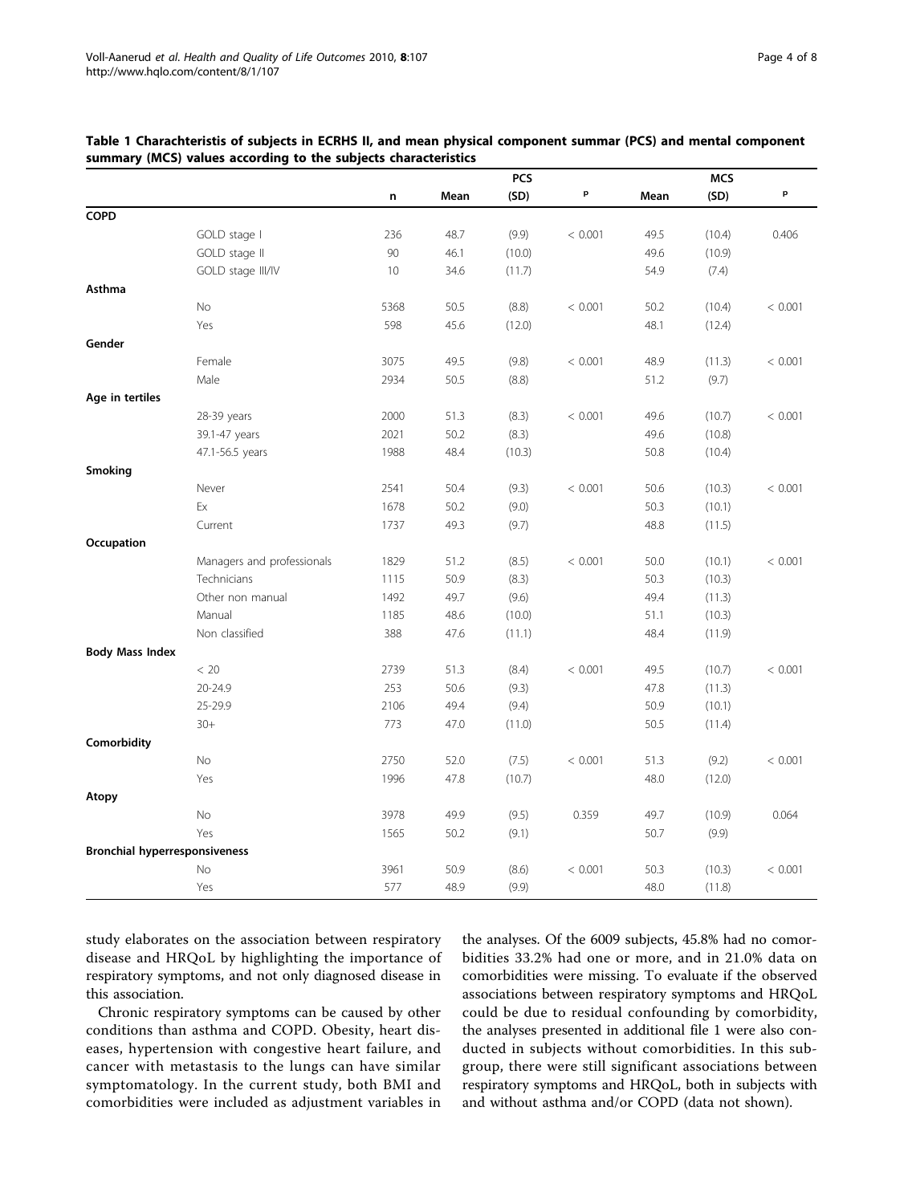**Table 1 Charachteristis of subjects in ECRHS II, and mean physical component summar (PCS) and mental component summary (MCS) values according to the subjects characteristics**

| | | | PCS | | | MCS | | |
|---|---|---|---|---|---|---|---|---|
| | | n | Mean | (SD) | p | Mean | (SD) | p |
| **COPD** | | | | | | | | |
| | GOLD stage I | 236 | 48.7 | (9.9) | < 0.001 | 49.5 | (10.4) | 0.406 |
| | GOLD stage II | 90 | 46.1 | (10.0) | | 49.6 | (10.9) | |
| | GOLD stage III/IV | 10 | 34.6 | (11.7) | | 54.9 | (7.4) | |
| **Asthma** | | | | | | | | |
| | No | 5368 | 50.5 | (8.8) | < 0.001 | 50.2 | (10.4) | < 0.001 |
| | Yes | 598 | 45.6 | (12.0) | | 48.1 | (12.4) | |
| **Gender** | | | | | | | | |
| | Female | 3075 | 49.5 | (9.8) | < 0.001 | 48.9 | (11.3) | < 0.001 |
| | Male | 2934 | 50.5 | (8.8) | | 51.2 | (9.7) | |
| **Age in tertiles** | | | | | | | | |
| | 28-39 years | 2000 | 51.3 | (8.3) | < 0.001 | 49.6 | (10.7) | < 0.001 |
| | 39.1-47 years | 2021 | 50.2 | (8.3) | | 49.6 | (10.8) | |
| | 47.1-56.5 years | 1988 | 48.4 | (10.3) | | 50.8 | (10.4) | |
| **Smoking** | | | | | | | | |
| | Never | 2541 | 50.4 | (9.3) | < 0.001 | 50.6 | (10.3) | < 0.001 |
| | Ex | 1678 | 50.2 | (9.0) | | 50.3 | (10.1) | |
| | Current | 1737 | 49.3 | (9.7) | | 48.8 | (11.5) | |
| **Occupation** | | | | | | | | |
| | Managers and professionals | 1829 | 51.2 | (8.5) | < 0.001 | 50.0 | (10.1) | < 0.001 |
| | Technicians | 1115 | 50.9 | (8.3) | | 50.3 | (10.3) | |
| | Other non manual | 1492 | 49.7 | (9.6) | | 49.4 | (11.3) | |
| | Manual | 1185 | 48.6 | (10.0) | | 51.1 | (10.3) | |
| | Non classified | 388 | 47.6 | (11.1) | | 48.4 | (11.9) | |
| **Body Mass Index** | | | | | | | | |
| | < 20 | 2739 | 51.3 | (8.4) | < 0.001 | 49.5 | (10.7) | < 0.001 |
| | 20-24.9 | 253 | 50.6 | (9.3) | | 47.8 | (11.3) | |
| | 25-29.9 | 2106 | 49.4 | (9.4) | | 50.9 | (10.1) | |
| | 30+ | 773 | 47.0 | (11.0) | | 50.5 | (11.4) | |
| **Comorbidity** | | | | | | | | |
| | No | 2750 | 52.0 | (7.5) | < 0.001 | 51.3 | (9.2) | < 0.001 |
| | Yes | 1996 | 47.8 | (10.7) | | 48.0 | (12.0) | |
| **Atopy** | | | | | | | | |
| | No | 3978 | 49.9 | (9.5) | 0.359 | 49.7 | (10.9) | 0.064 |
| | Yes | 1565 | 50.2 | (9.1) | | 50.7 | (9.9) | |
| **Bronchial hyperresponsiveness** | | | | | | | | |
| | No | 3961 | 50.9 | (8.6) | < 0.001 | 50.3 | (10.3) | < 0.001 |
| | Yes | 577 | 48.9 | (9.9) | | 48.0 | (11.8) | |

study elaborates on the association between respiratory disease and HRQoL by highlighting the importance of respiratory symptoms, and not only diagnosed disease in this association.

Chronic respiratory symptoms can be caused by other conditions than asthma and COPD. Obesity, heart diseases, hypertension with congestive heart failure, and cancer with metastasis to the lungs can have similar symptomatology. In the current study, both BMI and comorbidities were included as adjustment variables in the analyses. Of the 6009 subjects, 45.8% had no comorbidities 33.2% had one or more, and in 21.0% data on comorbidities were missing. To evaluate if the observed associations between respiratory symptoms and HRQoL could be due to residual confounding by comorbidity, the analyses presented in additional file 1 were also conducted in subjects without comorbidities. In this subgroup, there were still significant associations between respiratory symptoms and HRQoL, both in subjects with and without asthma and/or COPD (data not shown).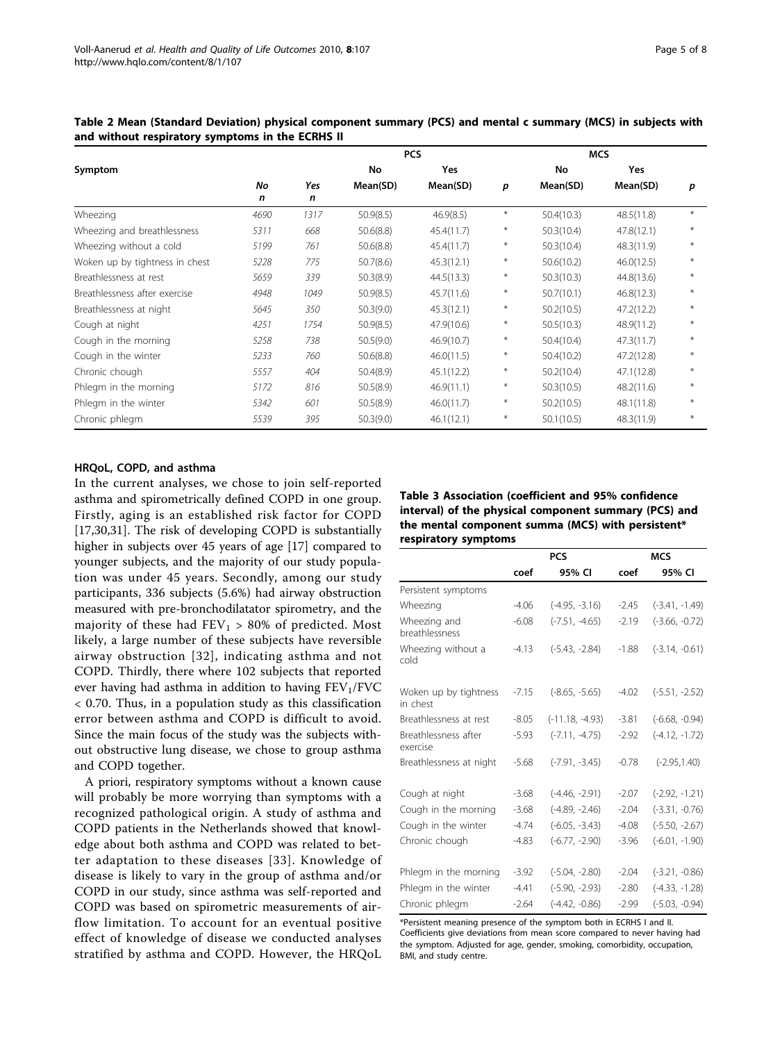**Table 2 Mean (Standard Deviation) physical component summary (PCS) and mental c summary (MCS) in subjects with and without respiratory symptoms in the ECRHS II**

| Symptom | No | Yes | PCS | | | MCS | | |
|---|---|---|---|---|---|---|---|---|
| | *n* | *n* | No Mean(SD) | Yes Mean(SD) | *p* | No Mean(SD) | Yes Mean(SD) | *p* |
| Wheezing | 4690 | 1317 | 50.9(8.5) | 46.9(8.5) | * | 50.4(10.3) | 48.5(11.8) | * |
| Wheezing and breathlessness | 5311 | 668 | 50.6(8.8) | 45.4(11.7) | * | 50.3(10.4) | 47.8(12.1) | * |
| Wheezing without a cold | 5199 | 761 | 50.6(8.8) | 45.4(11.7) | * | 50.3(10.4) | 48.3(11.9) | * |
| Woken up by tightness in chest | 5228 | 775 | 50.7(8.6) | 45.3(12.1) | * | 50.6(10.2) | 46.0(12.5) | * |
| Breathlessness at rest | 5659 | 339 | 50.3(8.9) | 44.5(13.3) | * | 50.3(10.3) | 44.8(13.6) | * |
| Breathlessness after exercise | 4948 | 1049 | 50.9(8.5) | 45.7(11.6) | * | 50.7(10.1) | 46.8(12.3) | * |
| Breathlessness at night | 5645 | 350 | 50.3(9.0) | 45.3(12.1) | * | 50.2(10.5) | 47.2(12.2) | * |
| Cough at night | 4251 | 1754 | 50.9(8.5) | 47.9(10.6) | * | 50.5(10.3) | 48.9(11.2) | * |
| Cough in the morning | 5258 | 738 | 50.5(9.0) | 46.9(10.7) | * | 50.4(10.4) | 47.3(11.7) | * |
| Cough in the winter | 5233 | 760 | 50.6(8.8) | 46.0(11.5) | * | 50.4(10.2) | 47.2(12.8) | * |
| Chronic chough | 5557 | 404 | 50.4(8.9) | 45.1(12.2) | * | 50.2(10.4) | 47.1(12.8) | * |
| Phlegm in the morning | 5172 | 816 | 50.5(8.9) | 46.9(11.1) | * | 50.3(10.5) | 48.2(11.6) | * |
| Phlegm in the winter | 5342 | 601 | 50.5(8.9) | 46.0(11.7) | * | 50.2(10.5) | 48.1(11.8) | * |
| Chronic phlegm | 5539 | 395 | 50.3(9.0) | 46.1(12.1) | * | 50.1(10.5) | 48.3(11.9) | * |

### HRQoL, COPD, and asthma

In the current analyses, we chose to join self-reported asthma and spirometrically defined COPD in one group. Firstly, aging is an established risk factor for COPD [17,30,31]. The risk of developing COPD is substantially higher in subjects over 45 years of age [17] compared to younger subjects, and the majority of our study population was under 45 years. Secondly, among our study participants, 336 subjects (5.6%) had airway obstruction measured with pre-bronchodilatator spirometry, and the majority of these had $FEV_1$ > 80% of predicted. Most likely, a large number of these subjects have reversible airway obstruction [32], indicating asthma and not COPD. Thirdly, there where 102 subjects that reported ever having had asthma in addition to having $FEV_1/FVC$ < 0.70. Thus, in a population study as this classification error between asthma and COPD is difficult to avoid. Since the main focus of the study was the subjects without obstructive lung disease, we chose to group asthma and COPD together.

A priori, respiratory symptoms without a known cause will probably be more worrying than symptoms with a recognized pathological origin. A study of asthma and COPD patients in the Netherlands showed that knowledge about both asthma and COPD was related to better adaptation to these diseases [33]. Knowledge of disease is likely to vary in the group of asthma and/or COPD in our study, since asthma was self-reported and COPD was based on spirometric measurements of airflow limitation. To account for an eventual positive effect of knowledge of disease we conducted analyses stratified by asthma and COPD. However, the HRQoL

**Table 3 Association (coefficient and 95% confidence interval) of the physical component summary (PCS) and the mental component summa (MCS) with persistent* respiratory symptoms**

| | PCS | | MCS | |
|---|---|---|---|---|
| | coef | 95% CI | coef | 95% CI |
| Persistent symptoms | | | | |
| Wheezing | -4.06 | (-4.95, -3.16) | -2.45 | (-3.41, -1.49) |
| Wheezing and breathlessness | -6.08 | (-7.51, -4.65) | -2.19 | (-3.66, -0.72) |
| Wheezing without a cold | -4.13 | (-5.43, -2.84) | -1.88 | (-3.14, -0.61) |
| Woken up by tightness in chest | -7.15 | (-8.65, -5.65) | -4.02 | (-5.51, -2.52) |
| Breathlessness at rest | -8.05 | (-11.18, -4.93) | -3.81 | (-6.68, -0.94) |
| Breathlessness after exercise | -5.93 | (-7.11, -4.75) | -2.92 | (-4.12, -1.72) |
| Breathlessness at night | -5.68 | (-7.91, -3.45) | -0.78 | (-2.95,1.40) |
| Cough at night | -3.68 | (-4.46, -2.91) | -2.07 | (-2.92, -1.21) |
| Cough in the morning | -3.68 | (-4.89, -2.46) | -2.04 | (-3.31, -0.76) |
| Cough in the winter | -4.74 | (-6.05, -3.43) | -4.08 | (-5.50, -2.67) |
| Chronic chough | -4.83 | (-6.77, -2.90) | -3.96 | (-6.01, -1.90) |
| Phlegm in the morning | -3.92 | (-5.04, -2.80) | -2.04 | (-3.21, -0.86) |
| Phlegm in the winter | -4.41 | (-5.90, -2.93) | -2.80 | (-4.33, -1.28) |
| Chronic phlegm | -2.64 | (-4.42, -0.86) | -2.99 | (-5.03, -0.94) |

*Persistent meaning presence of the symptom both in ECRHS I and II. Coefficients give deviations from mean score compared to never having had the symptom. Adjusted for age, gender, smoking, comorbidity, occupation, BMI, and study centre.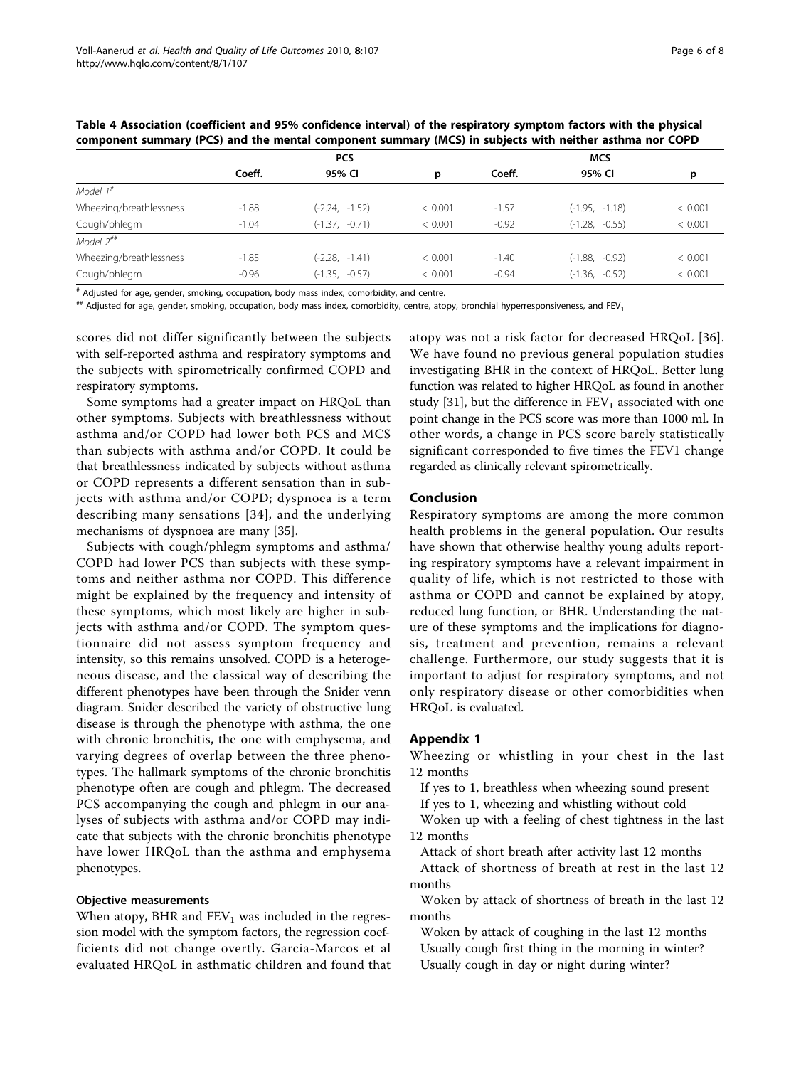**Table 4 Association (coefficient and 95% confidence interval) of the respiratory symptom factors with the physical component summary (PCS) and the mental component summary (MCS) in subjects with neither asthma nor COPD**

| | PCS | | | MCS | | |
|---|---|---|---|---|---|---|
| | Coeff. | 95% CI | p | Coeff. | 95% CI | p |
| *Model 1*[#] | | | | | | |
| Wheezing/breathlessness | -1.88 | (-2.24, -1.52) | < 0.001 | -1.57 | (-1.95, -1.18) | < 0.001 |
| Cough/phlegm | -1.04 | (-1.37, -0.71) | < 0.001 | -0.92 | (-1.28, -0.55) | < 0.001 |
| *Model 2*[##] | | | | | | |
| Wheezing/breathlessness | -1.85 | (-2.28, -1.41) | < 0.001 | -1.40 | (-1.88, -0.92) | < 0.001 |
| Cough/phlegm | -0.96 | (-1.35, -0.57) | < 0.001 | -0.94 | (-1.36, -0.52) | < 0.001 |

[#] Adjusted for age, gender, smoking, occupation, body mass index, comorbidity, and centre.

[##] Adjusted for age, gender, smoking, occupation, body mass index, comorbidity, centre, atopy, bronchial hyperresponsiveness, and $FEV_1$

scores did not differ significantly between the subjects with self-reported asthma and respiratory symptoms and the subjects with spirometrically confirmed COPD and respiratory symptoms.

Some symptoms had a greater impact on HRQoL than other symptoms. Subjects with breathlessness without asthma and/or COPD had lower both PCS and MCS than subjects with asthma and/or COPD. It could be that breathlessness indicated by subjects without asthma or COPD represents a different sensation than in subjects with asthma and/or COPD; dyspnoea is a term describing many sensations [34], and the underlying mechanisms of dyspnoea are many [35].

Subjects with cough/phlegm symptoms and asthma/COPD had lower PCS than subjects with these symptoms and neither asthma nor COPD. This difference might be explained by the frequency and intensity of these symptoms, which most likely are higher in subjects with asthma and/or COPD. The symptom questionnaire did not assess symptom frequency and intensity, so this remains unsolved. COPD is a heterogeneous disease, and the classical way of describing the different phenotypes have been through the Snider venn diagram. Snider described the variety of obstructive lung disease is through the phenotype with asthma, the one with chronic bronchitis, the one with emphysema, and varying degrees of overlap between the three phenotypes. The hallmark symptoms of the chronic bronchitis phenotype often are cough and phlegm. The decreased PCS accompanying the cough and phlegm in our analyses of subjects with asthma and/or COPD may indicate that subjects with the chronic bronchitis phenotype have lower HRQoL than the asthma and emphysema phenotypes.

### Objective measurements

When atopy, BHR and $FEV_1$ was included in the regression model with the symptom factors, the regression coefficients did not change overtly. Garcia-Marcos et al evaluated HRQoL in asthmatic children and found that atopy was not a risk factor for decreased HRQoL [36]. We have found no previous general population studies investigating BHR in the context of HRQoL. Better lung function was related to higher HRQoL as found in another study [31], but the difference in $FEV_1$ associated with one point change in the PCS score was more than 1000 ml. In other words, a change in PCS score barely statistically significant corresponded to five times the FEV1 change regarded as clinically relevant spirometrically.

## Conclusion

Respiratory symptoms are among the more common health problems in the general population. Our results have shown that otherwise healthy young adults reporting respiratory symptoms have a relevant impairment in quality of life, which is not restricted to those with asthma or COPD and cannot be explained by atopy, reduced lung function, or BHR. Understanding the nature of these symptoms and the implications for diagnosis, treatment and prevention, remains a relevant challenge. Furthermore, our study suggests that it is important to adjust for respiratory symptoms, and not only respiratory disease or other comorbidities when HRQoL is evaluated.

## Appendix 1

Wheezing or whistling in your chest in the last 12 months

If yes to 1, breathless when wheezing sound present

If yes to 1, wheezing and whistling without cold

Woken up with a feeling of chest tightness in the last 12 months

Attack of short breath after activity last 12 months

Attack of shortness of breath at rest in the last 12 months

Woken by attack of shortness of breath in the last 12 months

Woken by attack of coughing in the last 12 months

Usually cough first thing in the morning in winter?

Usually cough in day or night during winter?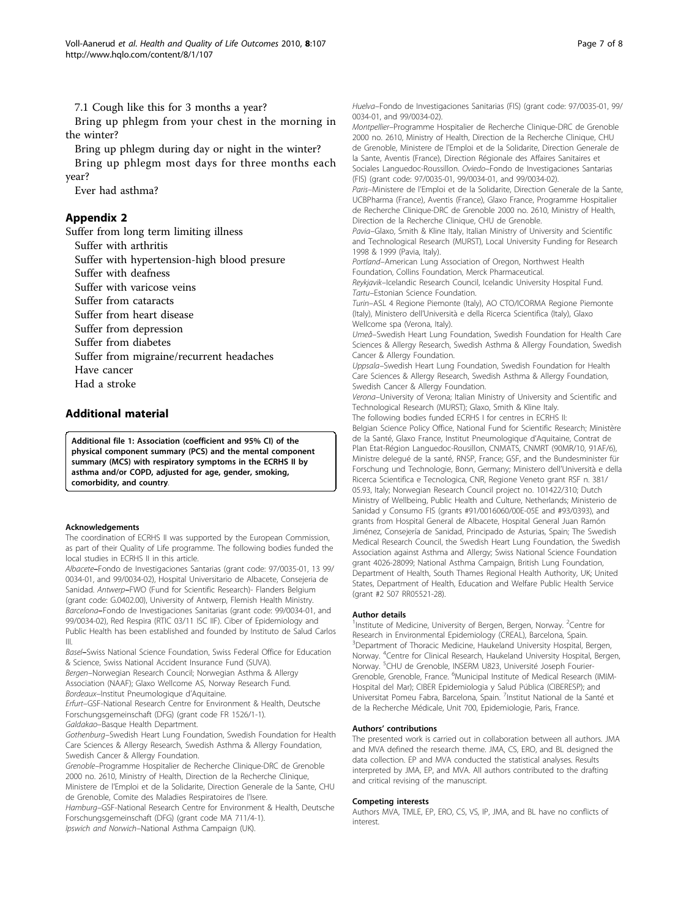7.1 Cough like this for 3 months a year?

Bring up phlegm from your chest in the morning in the winter?

Bring up phlegm during day or night in the winter?

Bring up phlegm most days for three months each year?

Ever had asthma?

## Appendix 2

Suffer from long term limiting illness

Suffer with arthritis

Suffer with hypertension-high blood presure

Suffer with deafness

Suffer with varicose veins

Suffer from cataracts

Suffer from heart disease

Suffer from depression

Suffer from diabetes

Suffer from migraine/recurrent headaches

Have cancer

Had a stroke

## Additional material

**Additional file 1: Association (coefficient and 95% CI) of the physical component summary (PCS) and the mental component summary (MCS) with respiratory symptoms in the ECRHS II by asthma and/or COPD, adjusted for age, gender, smoking, comorbidity, and country**.

#### Acknowledgements

The coordination of ECRHS II was supported by the European Commission, as part of their Quality of Life programme. The following bodies funded the local studies in ECRHS II in this article.

*Albacete*–Fondo de Investigaciones Santarias (grant code: 97/0035-01, 13 99/0034-01, and 99/0034-02), Hospital Universitario de Albacete, Consejeria de Sanidad. *Antwerp*–FWO (Fund for Scientific Research)- Flanders Belgium (grant code: G.0402.00), University of Antwerp, Flemish Health Ministry. *Barcelona*–Fondo de Investigaciones Sanitarias (grant code: 99/0034-01, and 99/0034-02), Red Respira (RTIC 03/11 ISC IIF). Ciber of Epidemiology and Public Health has been established and founded by Instituto de Salud Carlos III.

*Basel*–Swiss National Science Foundation, Swiss Federal Office for Education & Science, Swiss National Accident Insurance Fund (SUVA).

*Bergen*–Norwegian Research Council; Norwegian Asthma & Allergy Association (NAAF); Glaxo Wellcome AS, Norway Research Fund.

*Bordeaux*–Institut Pneumologique d'Aquitaine.

*Erfurt*–GSF-National Research Centre for Environment & Health, Deutsche Forschungsgemeinschaft (DFG) (grant code FR 1526/1-1).

*Galdakao*–Basque Health Department.

*Gothenburg*–Swedish Heart Lung Foundation, Swedish Foundation for Health Care Sciences & Allergy Research, Swedish Asthma & Allergy Foundation, Swedish Cancer & Allergy Foundation.

*Grenoble*–Programme Hospitalier de Recherche Clinique-DRC de Grenoble 2000 no. 2610, Ministry of Health, Direction de la Recherche Clinique, Ministere de l'Emploi et de la Solidarite, Direction Generale de la Sante, CHU de Grenoble, Comite des Maladies Respiratoires de l'Isere.

*Hamburg*–GSF-National Research Centre for Environment & Health, Deutsche Forschungsgemeinschaft (DFG) (grant code MA 711/4-1).

*Ipswich and Norwich*–National Asthma Campaign (UK).

*Huelva*–Fondo de Investigaciones Sanitarias (FIS) (grant code: 97/0035-01, 99/0034-01, and 99/0034-02).

*Montpellier*–Programme Hospitalier de Recherche Clinique-DRC de Grenoble 2000 no. 2610, Ministry of Health, Direction de la Recherche Clinique, CHU de Grenoble, Ministere de l'Emploi et de la Solidarite, Direction Generale de la Sante, Aventis (France), Direction Régionale des Affaires Sanitaires et Sociales Languedoc-Roussillon. *Oviedo*–Fondo de Investigaciones Santarias (FIS) (grant code: 97/0035-01, 99/0034-01, and 99/0034-02).

*Paris*–Ministere de l'Emploi et de la Solidarite, Direction Generale de la Sante, UCBPharma (France), Aventis (France), Glaxo France, Programme Hospitalier de Recherche Clinique-DRC de Grenoble 2000 no. 2610, Ministry of Health, Direction de la Recherche Clinique, CHU de Grenoble.

*Pavia*–Glaxo, Smith & Kline Italy, Italian Ministry of University and Scientific and Technological Research (MURST), Local University Funding for Research 1998 & 1999 (Pavia, Italy).

*Portland*–American Lung Association of Oregon, Northwest Health Foundation, Collins Foundation, Merck Pharmaceutical.

*Reykjavik*–Icelandic Research Council, Icelandic University Hospital Fund.

*Tartu*–Estonian Science Foundation.

*Turin*–ASL 4 Regione Piemonte (Italy), AO CTO/ICORMA Regione Piemonte (Italy), Ministero dell'Università e della Ricerca Scientifica (Italy), Glaxo Wellcome spa (Verona, Italy).

*Umeå*–Swedish Heart Lung Foundation, Swedish Foundation for Health Care Sciences & Allergy Research, Swedish Asthma & Allergy Foundation, Swedish Cancer & Allergy Foundation.

*Uppsala*–Swedish Heart Lung Foundation, Swedish Foundation for Health Care Sciences & Allergy Research, Swedish Asthma & Allergy Foundation, Swedish Cancer & Allergy Foundation.

*Verona*–University of Verona; Italian Ministry of University and Scientific and Technological Research (MURST); Glaxo, Smith & Kline Italy.

The following bodies funded ECRHS I for centres in ECRHS II:

Belgian Science Policy Office, National Fund for Scientific Research; Ministère de la Santé, Glaxo France, Institut Pneumologique d'Aquitaine, Contrat de Plan Etat-Région Languedoc-Rousillon, CNMATS, CNMRT (90MR/10, 91AF/6), Ministre delegué de la santé, RNSP, France; GSF, and the Bundesminister für Forschung und Technologie, Bonn, Germany; Ministero dell'Università e della Ricerca Scientifica e Tecnologica, CNR, Regione Veneto grant RSF n. 381/05.93, Italy; Norwegian Research Council project no. 101422/310; Dutch Ministry of Wellbeing, Public Health and Culture, Netherlands; Ministerio de Sanidad y Consumo FIS (grants #91/0016060/00E-05E and #93/0393), and grants from Hospital General de Albacete, Hospital General Juan Ramón Jiménez, Consejería de Sanidad, Principado de Asturias, Spain; The Swedish Medical Research Council, the Swedish Heart Lung Foundation, the Swedish Association against Asthma and Allergy; Swiss National Science Foundation grant 4026-28099; National Asthma Campaign, British Lung Foundation, Department of Health, South Thames Regional Health Authority, UK; United States, Department of Health, Education and Welfare Public Health Service (grant #2 S07 RR05521-28).

#### Author details

[1]Institute of Medicine, University of Bergen, Bergen, Norway. [2]Centre for Research in Environmental Epidemiology (CREAL), Barcelona, Spain. [3]Department of Thoracic Medicine, Haukeland University Hospital, Bergen, Norway. [4]Centre for Clinical Research, Haukeland University Hospital, Bergen, Norway. [5]CHU de Grenoble, INSERM U823, Université Joseph Fourier-Grenoble, Grenoble, France. [6]Municipal Institute of Medical Research (IMIM-Hospital del Mar); CIBER Epidemiologia y Salud Pública (CIBERESP); and Universitat Pomeu Fabra, Barcelona, Spain. [7]Institut National de la Santé et de la Recherche Médicale, Unit 700, Epidemiologie, Paris, France.

#### Authors' contributions

The presented work is carried out in collaboration between all authors. JMA and MVA defined the research theme. JMA, CS, ERO, and BL designed the data collection. EP and MVA conducted the statistical analyses. Results interpreted by JMA, EP, and MVA. All authors contributed to the drafting and critical revising of the manuscript.

#### Competing interests

Authors MVA, TMLE, EP, ERO, CS, VS, IP, JMA, and BL have no conflicts of interest.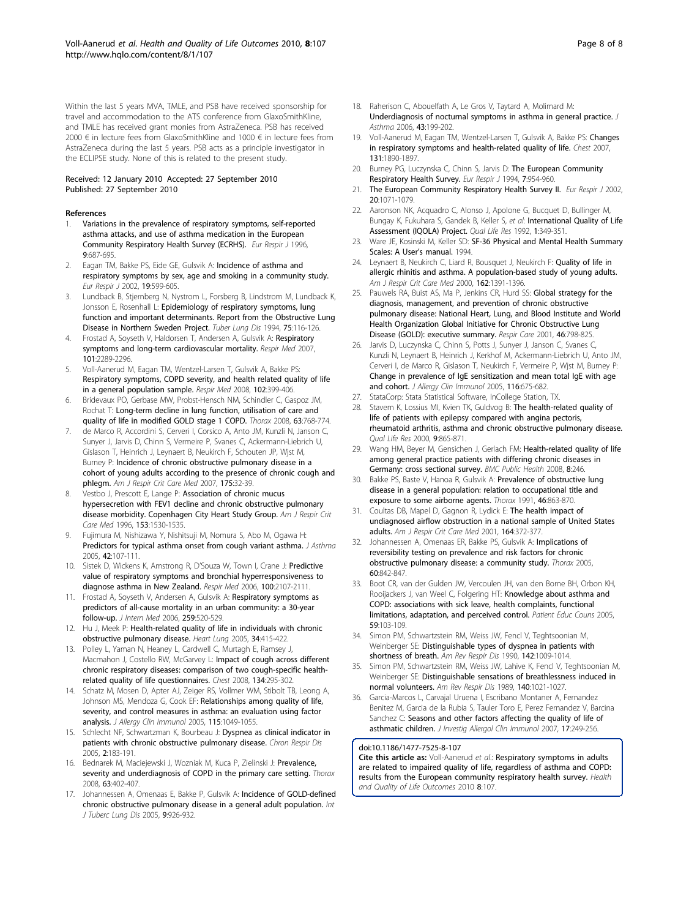Within the last 5 years MVA, TMLE, and PSB have received sponsorship for travel and accommodation to the ATS conference from GlaxoSmithKline, and TMLE has received grant monies from AstraZeneca. PSB has received 2000 € in lecture fees from GlaxoSmithKline and 1000 € in lecture fees from AstraZeneca during the last 5 years. PSB acts as a principle investigator in the ECLIPSE study. None of this is related to the present study.

Received: 12 January 2010 Accepted: 27 September 2010
Published: 27 September 2010

## References

1. Variations in the prevalence of respiratory symptoms, self-reported asthma attacks, and use of asthma medication in the European Community Respiratory Health Survey (ECRHS). *Eur Respir J* 1996, **9**:687-695.
2. Eagan TM, Bakke PS, Eide GE, Gulsvik A: **Incidence of asthma and respiratory symptoms by sex, age and smoking in a community study.** *Eur Respir J* 2002, **19**:599-605.
3. Lundback B, Stjernberg N, Nystrom L, Forsberg B, Lindstrom M, Lundback K, Jonsson E, Rosenhall L: **Epidemiology of respiratory symptoms, lung function and important determinants. Report from the Obstructive Lung Disease in Northern Sweden Project.** *Tuber Lung Dis* 1994, **75**:116-126.
4. Frostad A, Soyseth V, Haldorsen T, Andersen A, Gulsvik A: **Respiratory symptoms and long-term cardiovascular mortality.** *Respir Med* 2007, **101**:2289-2296.
5. Voll-Aanerud M, Eagan TM, Wentzel-Larsen T, Gulsvik A, Bakke PS: **Respiratory symptoms, COPD severity, and health related quality of life in a general population sample.** *Respir Med* 2008, **102**:399-406.
6. Bridevaux PO, Gerbase MW, Probst-Hensch NM, Schindler C, Gaspoz JM, Rochat T: **Long-term decline in lung function, utilisation of care and quality of life in modified GOLD stage 1 COPD.** *Thorax* 2008, **63**:768-774.
7. de Marco R, Accordini S, Cerveri I, Corsico A, Anto JM, Kunzli N, Janson C, Sunyer J, Jarvis D, Chinn S, Vermeire P, Svanes C, Ackermann-Liebrich U, Gislason T, Heinrich J, Leynaert B, Neukirch F, Schouten JP, Wjst M, Burney P: **Incidence of chronic obstructive pulmonary disease in a cohort of young adults according to the presence of chronic cough and phlegm.** *Am J Respir Crit Care Med* 2007, **175**:32-39.
8. Vestbo J, Prescott E, Lange P: **Association of chronic mucus hypersecretion with FEV1 decline and chronic obstructive pulmonary disease morbidity. Copenhagen City Heart Study Group.** *Am J Respir Crit Care Med* 1996, **153**:1530-1535.
9. Fujimura M, Nishizawa Y, Nishitsuji M, Nomura S, Abo M, Ogawa H: **Predictors for typical asthma onset from cough variant asthma.** *J Asthma* 2005, **42**:107-111.
10. Sistek D, Wickens K, Amstrong R, D'Souza W, Town I, Crane J: **Predictive value of respiratory symptoms and bronchial hyperresponsiveness to diagnose asthma in New Zealand.** *Respir Med* 2006, **100**:2107-2111.
11. Frostad A, Soyseth V, Andersen A, Gulsvik A: **Respiratory symptoms as predictors of all-cause mortality in an urban community: a 30-year follow-up.** *J Intern Med* 2006, **259**:520-529.
12. Hu J, Meek P: **Health-related quality of life in individuals with chronic obstructive pulmonary disease.** *Heart Lung* 2005, **34**:415-422.
13. Polley L, Yaman N, Heaney L, Cardwell C, Murtagh E, Ramsey J, Macmahon J, Costello RW, McGarvey L: **Impact of cough across different chronic respiratory diseases: comparison of two cough-specific health-related quality of life questionnaires.** *Chest* 2008, **134**:295-302.
14. Schatz M, Mosen D, Apter AJ, Zeiger RS, Vollmer WM, Stibolt TB, Leong A, Johnson MS, Mendoza G, Cook EF: **Relationships among quality of life, severity, and control measures in asthma: an evaluation using factor analysis.** *J Allergy Clin Immunol* 2005, **115**:1049-1055.
15. Schlecht NF, Schwartzman K, Bourbeau J: **Dyspnea as clinical indicator in patients with chronic obstructive pulmonary disease.** *Chron Respir Dis* 2005, **2**:183-191.
16. Bednarek M, Maciejewski J, Wozniak M, Kuca P, Zielinski J: **Prevalence, severity and underdiagnosis of COPD in the primary care setting.** *Thorax* 2008, **63**:402-407.
17. Johannessen A, Omenaas E, Bakke P, Gulsvik A: **Incidence of GOLD-defined chronic obstructive pulmonary disease in a general adult population.** *Int J Tuberc Lung Dis* 2005, **9**:926-932.
18. Raherison C, Abouelfath A, Le Gros V, Taytard A, Molimard M: **Underdiagnosis of nocturnal symptoms in asthma in general practice.** *J Asthma* 2006, **43**:199-202.
19. Voll-Aanerud M, Eagan TM, Wentzel-Larsen T, Gulsvik A, Bakke PS: **Changes in respiratory symptoms and health-related quality of life.** *Chest* 2007, **131**:1890-1897.
20. Burney PG, Luczynska C, Chinn S, Jarvis D: **The European Community Respiratory Health Survey.** *Eur Respir J* 1994, **7**:954-960.
21. The European Community Respiratory Health Survey II. *Eur Respir J* 2002, **20**:1071-1079.
22. Aaronson NK, Acquadro C, Alonso J, Apolone G, Bucquet D, Bullinger M, Bungay K, Fukuhara S, Gandek B, Keller S, *et al*: **International Quality of Life Assessment (IQOLA) Project.** *Qual Life Res* 1992, **1**:349-351.
23. Ware JE, Kosinski M, Keller SD: **SF-36 Physical and Mental Health Summary Scales: A User's manual.** 1994.
24. Leynaert B, Neukirch C, Liard R, Bousquet J, Neukirch F: **Quality of life in allergic rhinitis and asthma. A population-based study of young adults.** *Am J Respir Crit Care Med* 2000, **162**:1391-1396.
25. Pauwels RA, Buist AS, Ma P, Jenkins CR, Hurd SS: **Global strategy for the diagnosis, management, and prevention of chronic obstructive pulmonary disease: National Heart, Lung, and Blood Institute and World Health Organization Global Initiative for Chronic Obstructive Lung Disease (GOLD): executive summary.** *Respir Care* 2001, **46**:798-825.
26. Jarvis D, Luczynska C, Chinn S, Potts J, Sunyer J, Janson C, Svanes C, Kunzli N, Leynaert B, Heinrich J, Kerkhof M, Ackermann-Liebrich U, Anto JM, Cerveri I, de Marco R, Gislason T, Neukirch F, Vermeire P, Wjst M, Burney P: **Change in prevalence of IgE sensitization and mean total IgE with age and cohort.** *J Allergy Clin Immunol* 2005, **116**:675-682.
27. StataCorp: Stata Statistical Software, InCollege Station, TX.
28. Stavem K, Lossius MI, Kvien TK, Guldvog B: **The health-related quality of life of patients with epilepsy compared with angina pectoris, rheumatoid arthritis, asthma and chronic obstructive pulmonary disease.** *Qual Life Res* 2000, **9**:865-871.
29. Wang HM, Beyer M, Gensichen J, Gerlach FM: **Health-related quality of life among general practice patients with differing chronic diseases in Germany: cross sectional survey.** *BMC Public Health* 2008, **8**:246.
30. Bakke PS, Baste V, Hanoa R, Gulsvik A: **Prevalence of obstructive lung disease in a general population: relation to occupational title and exposure to some airborne agents.** *Thorax* 1991, **46**:863-870.
31. Coultas DB, Mapel D, Gagnon R, Lydick E: **The health impact of undiagnosed airflow obstruction in a national sample of United States adults.** *Am J Respir Crit Care Med* 2001, **164**:372-377.
32. Johannessen A, Omenaas ER, Bakke PS, Gulsvik A: **Implications of reversibility testing on prevalence and risk factors for chronic obstructive pulmonary disease: a community study.** *Thorax* 2005, **60**:842-847.
33. Boot CR, van der Gulden JW, Vercoulen JH, van den Borne BH, Orbon KH, Rooijackers J, van Weel C, Folgering HT: **Knowledge about asthma and COPD: associations with sick leave, health complaints, functional limitations, adaptation, and perceived control.** *Patient Educ Couns* 2005, **59**:103-109.
34. Simon PM, Schwartzstein RM, Weiss JW, Fencl V, Teghtsoonian M, Weinberger SE: **Distinguishable types of dyspnea in patients with shortness of breath.** *Am Rev Respir Dis* 1990, **142**:1009-1014.
35. Simon PM, Schwartzstein RM, Weiss JW, Lahive K, Fencl V, Teghtsoonian M, Weinberger SE: **Distinguishable sensations of breathlessness induced in normal volunteers.** *Am Rev Respir Dis* 1989, **140**:1021-1027.
36. Garcia-Marcos L, Carvajal Uruena I, Escribano Montaner A, Fernandez Benitez M, Garcia de la Rubia S, Tauler Toro E, Perez Fernandez V, Barcina Sanchez C: **Seasons and other factors affecting the quality of life of asthmatic children.** *J Investig Allergol Clin Immunol* 2007, **17**:249-256.

doi:10.1186/1477-7525-8-107

**Cite this article as:** Voll-Aanerud *et al.*: Respiratory symptoms in adults are related to impaired quality of life, regardless of asthma and COPD: results from the European community respiratory health survey. *Health and Quality of Life Outcomes* 2010 **8**:107.